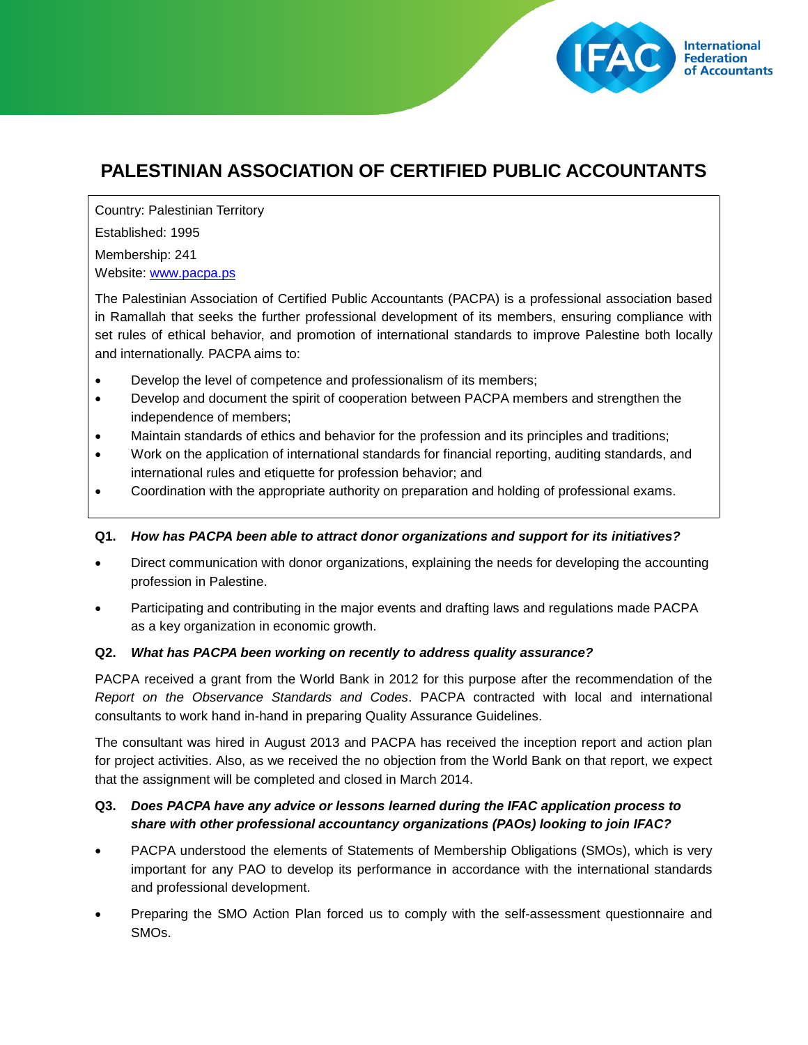# PALESTINIAN ASSOCIATION OF CERTIFIED PUBLIC ACCOUNTANTS

Country: Palestinian Territory

Established: 1995

Membership: 241

Website: [www.pacpa.ps](www.pacpa.ps)

The Palestinian Association of Certified Public Accountants (PACPA) is a professional association based in Ramallah that seeks the further professional development of its members, ensuring compliance with set rules of ethical behavior, and promotion of international standards to improve Palestine both locally and internationally. PACPA aims to:

- Develop the level of competence and professionalism of its members;
- Develop and document the spirit of cooperation between PACPA members and strengthen the independence of members;
- Maintain standards of ethics and behavior for the profession and its principles and traditions;
- Work on the application of international standards for financial reporting, auditing standards, and international rules and etiquette for profession behavior; and
- Coordination with the appropriate authority on preparation and holding of professional exams.

**Q1. *How has PACPA been able to attract donor organizations and support for its initiatives?***

- Direct communication with donor organizations, explaining the needs for developing the accounting profession in Palestine.
- Participating and contributing in the major events and drafting laws and regulations made PACPA as a key organization in economic growth.

**Q2. *What has PACPA been working on recently to address quality assurance?***

PACPA received a grant from the World Bank in 2012 for this purpose after the recommendation of the *Report on the Observance Standards and Codes*. PACPA contracted with local and international consultants to work hand in-hand in preparing Quality Assurance Guidelines.

The consultant was hired in August 2013 and PACPA has received the inception report and action plan for project activities. Also, as we received the no objection from the World Bank on that report, we expect that the assignment will be completed and closed in March 2014.

**Q3. *Does PACPA have any advice or lessons learned during the IFAC application process to share with other professional accountancy organizations (PAOs) looking to join IFAC?***

- PACPA understood the elements of Statements of Membership Obligations (SMOs), which is very important for any PAO to develop its performance in accordance with the international standards and professional development.
- Preparing the SMO Action Plan forced us to comply with the self-assessment questionnaire and SMOs.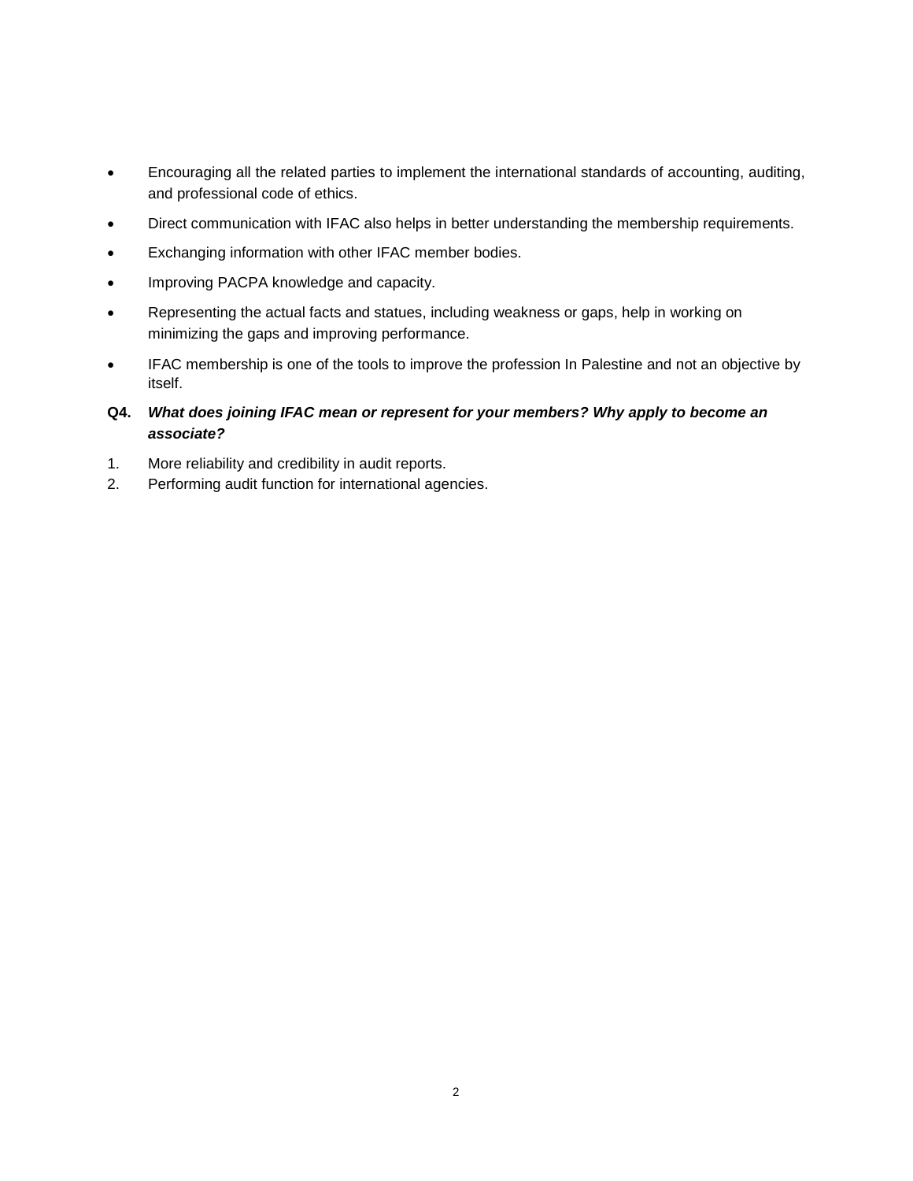- Encouraging all the related parties to implement the international standards of accounting, auditing, and professional code of ethics.
- Direct communication with IFAC also helps in better understanding the membership requirements.
- Exchanging information with other IFAC member bodies.
- Improving PACPA knowledge and capacity.
- Representing the actual facts and statues, including weakness or gaps, help in working on minimizing the gaps and improving performance.
- IFAC membership is one of the tools to improve the profession In Palestine and not an objective by itself.

**Q4.** ***What does joining IFAC mean or represent for your members? Why apply to become an associate?***

1. More reliability and credibility in audit reports.
2. Performing audit function for international agencies.